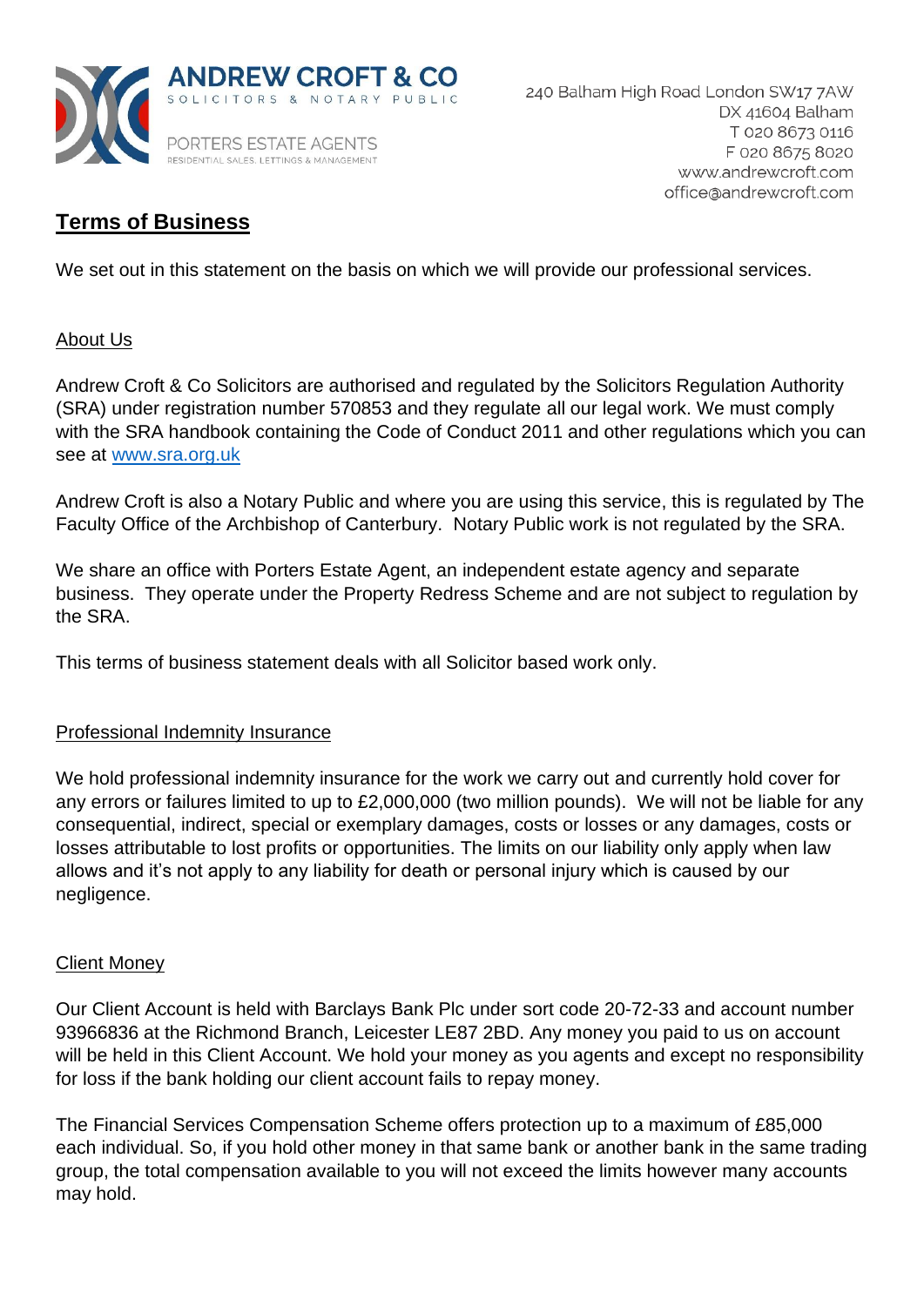**ANDREW CROFT & CO**
SOLICITORS & NOTARY PUBLIC

PORTERS ESTATE AGENTS
RESIDENTIAL SALES, LETTINGS & MANAGEMENT

240 Balham High Road London SW17 7AW
DX 41604 Balham
T 020 8673 0116
F 020 8675 8020
www.andrewcroft.com
office@andrewcroft.com

# Terms of Business

We set out in this statement on the basis on which we will provide our professional services.

## About Us

Andrew Croft & Co Solicitors are authorised and regulated by the Solicitors Regulation Authority (SRA) under registration number 570853 and they regulate all our legal work. We must comply with the SRA handbook containing the Code of Conduct 2011 and other regulations which you can see at www.sra.org.uk

Andrew Croft is also a Notary Public and where you are using this service, this is regulated by The Faculty Office of the Archbishop of Canterbury. Notary Public work is not regulated by the SRA.

We share an office with Porters Estate Agent, an independent estate agency and separate business. They operate under the Property Redress Scheme and are not subject to regulation by the SRA.

This terms of business statement deals with all Solicitor based work only.

## Professional Indemnity Insurance

We hold professional indemnity insurance for the work we carry out and currently hold cover for any errors or failures limited to up to £2,000,000 (two million pounds). We will not be liable for any consequential, indirect, special or exemplary damages, costs or losses or any damages, costs or losses attributable to lost profits or opportunities. The limits on our liability only apply when law allows and it's not apply to any liability for death or personal injury which is caused by our negligence.

## Client Money

Our Client Account is held with Barclays Bank Plc under sort code 20-72-33 and account number 93966836 at the Richmond Branch, Leicester LE87 2BD. Any money you paid to us on account will be held in this Client Account. We hold your money as you agents and except no responsibility for loss if the bank holding our client account fails to repay money.

The Financial Services Compensation Scheme offers protection up to a maximum of £85,000 each individual. So, if you hold other money in that same bank or another bank in the same trading group, the total compensation available to you will not exceed the limits however many accounts may hold.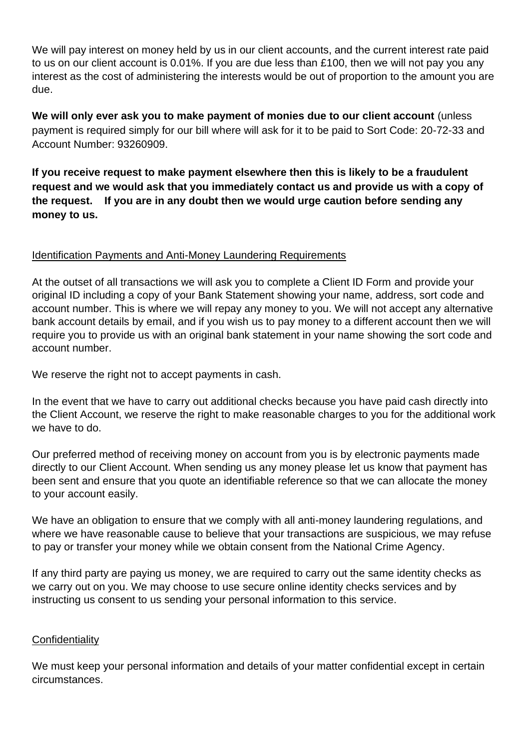We will pay interest on money held by us in our client accounts, and the current interest rate paid to us on our client account is 0.01%. If you are due less than £100, then we will not pay you any interest as the cost of administering the interests would be out of proportion to the amount you are due.

**We will only ever ask you to make payment of monies due to our client account** (unless payment is required simply for our bill where will ask for it to be paid to Sort Code: 20-72-33 and Account Number: 93260909.

**If you receive request to make payment elsewhere then this is likely to be a fraudulent request and we would ask that you immediately contact us and provide us with a copy of the request. If you are in any doubt then we would urge caution before sending any money to us.**

<u>Identification Payments and Anti-Money Laundering Requirements</u>

At the outset of all transactions we will ask you to complete a Client ID Form and provide your original ID including a copy of your Bank Statement showing your name, address, sort code and account number. This is where we will repay any money to you. We will not accept any alternative bank account details by email, and if you wish us to pay money to a different account then we will require you to provide us with an original bank statement in your name showing the sort code and account number.

We reserve the right not to accept payments in cash.

In the event that we have to carry out additional checks because you have paid cash directly into the Client Account, we reserve the right to make reasonable charges to you for the additional work we have to do.

Our preferred method of receiving money on account from you is by electronic payments made directly to our Client Account. When sending us any money please let us know that payment has been sent and ensure that you quote an identifiable reference so that we can allocate the money to your account easily.

We have an obligation to ensure that we comply with all anti-money laundering regulations, and where we have reasonable cause to believe that your transactions are suspicious, we may refuse to pay or transfer your money while we obtain consent from the National Crime Agency.

If any third party are paying us money, we are required to carry out the same identity checks as we carry out on you. We may choose to use secure online identity checks services and by instructing us consent to us sending your personal information to this service.

<u>Confidentiality</u>

We must keep your personal information and details of your matter confidential except in certain circumstances.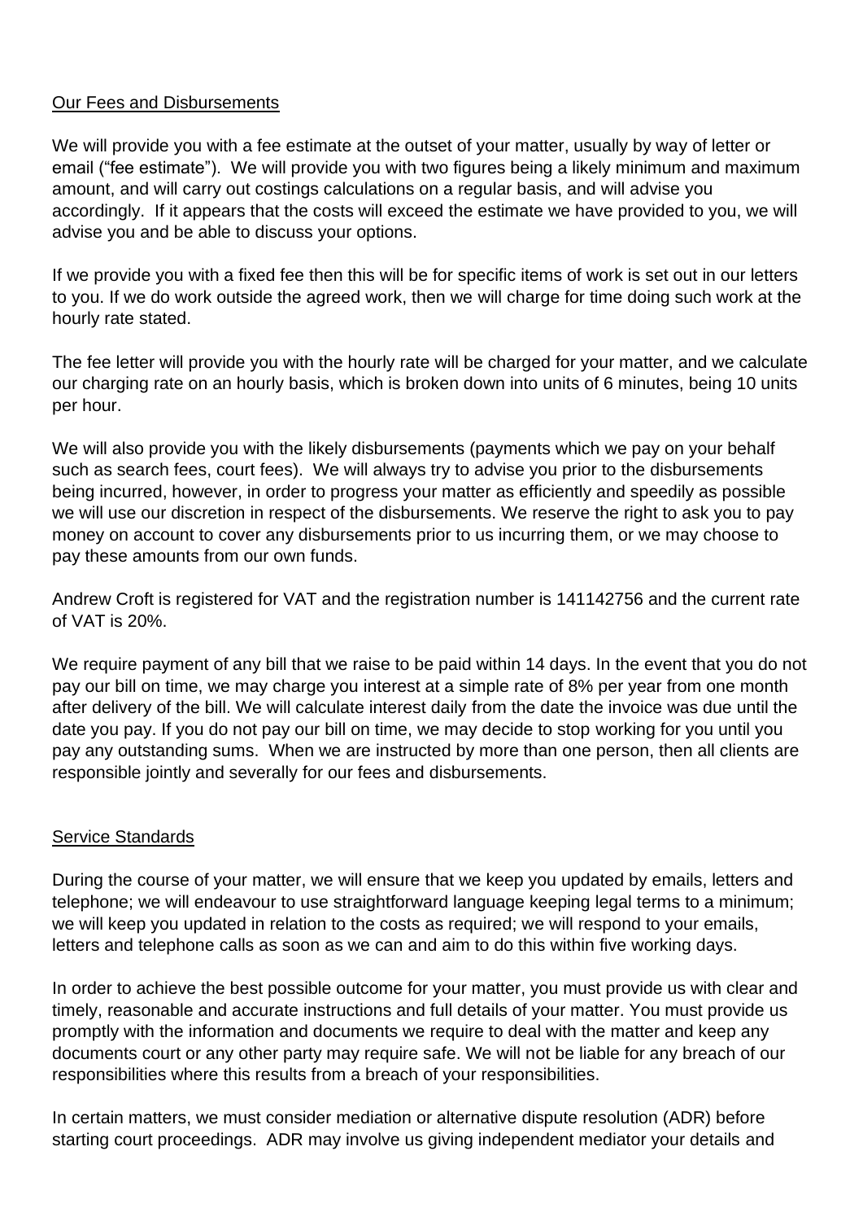## Our Fees and Disbursements

We will provide you with a fee estimate at the outset of your matter, usually by way of letter or email ("fee estimate"). We will provide you with two figures being a likely minimum and maximum amount, and will carry out costings calculations on a regular basis, and will advise you accordingly. If it appears that the costs will exceed the estimate we have provided to you, we will advise you and be able to discuss your options.

If we provide you with a fixed fee then this will be for specific items of work is set out in our letters to you. If we do work outside the agreed work, then we will charge for time doing such work at the hourly rate stated.

The fee letter will provide you with the hourly rate will be charged for your matter, and we calculate our charging rate on an hourly basis, which is broken down into units of 6 minutes, being 10 units per hour.

We will also provide you with the likely disbursements (payments which we pay on your behalf such as search fees, court fees). We will always try to advise you prior to the disbursements being incurred, however, in order to progress your matter as efficiently and speedily as possible we will use our discretion in respect of the disbursements. We reserve the right to ask you to pay money on account to cover any disbursements prior to us incurring them, or we may choose to pay these amounts from our own funds.

Andrew Croft is registered for VAT and the registration number is 141142756 and the current rate of VAT is 20%.

We require payment of any bill that we raise to be paid within 14 days. In the event that you do not pay our bill on time, we may charge you interest at a simple rate of 8% per year from one month after delivery of the bill. We will calculate interest daily from the date the invoice was due until the date you pay. If you do not pay our bill on time, we may decide to stop working for you until you pay any outstanding sums. When we are instructed by more than one person, then all clients are responsible jointly and severally for our fees and disbursements.

## Service Standards

During the course of your matter, we will ensure that we keep you updated by emails, letters and telephone; we will endeavour to use straightforward language keeping legal terms to a minimum; we will keep you updated in relation to the costs as required; we will respond to your emails, letters and telephone calls as soon as we can and aim to do this within five working days.

In order to achieve the best possible outcome for your matter, you must provide us with clear and timely, reasonable and accurate instructions and full details of your matter. You must provide us promptly with the information and documents we require to deal with the matter and keep any documents court or any other party may require safe. We will not be liable for any breach of our responsibilities where this results from a breach of your responsibilities.

In certain matters, we must consider mediation or alternative dispute resolution (ADR) before starting court proceedings. ADR may involve us giving independent mediator your details and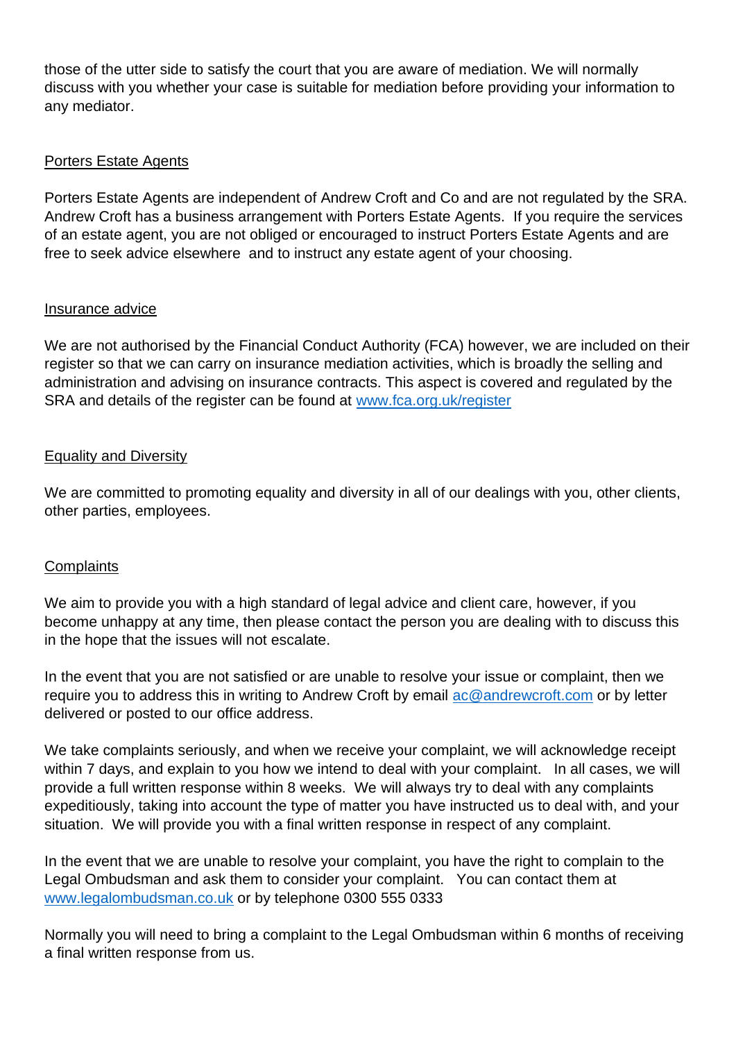those of the utter side to satisfy the court that you are aware of mediation. We will normally discuss with you whether your case is suitable for mediation before providing your information to any mediator.

<u>Porters Estate Agents</u>

Porters Estate Agents are independent of Andrew Croft and Co and are not regulated by the SRA. Andrew Croft has a business arrangement with Porters Estate Agents. If you require the services of an estate agent, you are not obliged or encouraged to instruct Porters Estate Agents and are free to seek advice elsewhere and to instruct any estate agent of your choosing.

<u>Insurance advice</u>

We are not authorised by the Financial Conduct Authority (FCA) however, we are included on their register so that we can carry on insurance mediation activities, which is broadly the selling and administration and advising on insurance contracts. This aspect is covered and regulated by the SRA and details of the register can be found at [www.fca.org.uk/register](http://www.fca.org.uk/register)

<u>Equality and Diversity</u>

We are committed to promoting equality and diversity in all of our dealings with you, other clients, other parties, employees.

<u>Complaints</u>

We aim to provide you with a high standard of legal advice and client care, however, if you become unhappy at any time, then please contact the person you are dealing with to discuss this in the hope that the issues will not escalate.

In the event that you are not satisfied or are unable to resolve your issue or complaint, then we require you to address this in writing to Andrew Croft by email [ac@andrewcroft.com](mailto:ac@andrewcroft.com) or by letter delivered or posted to our office address.

We take complaints seriously, and when we receive your complaint, we will acknowledge receipt within 7 days, and explain to you how we intend to deal with your complaint. In all cases, we will provide a full written response within 8 weeks. We will always try to deal with any complaints expeditiously, taking into account the type of matter you have instructed us to deal with, and your situation. We will provide you with a final written response in respect of any complaint.

In the event that we are unable to resolve your complaint, you have the right to complain to the Legal Ombudsman and ask them to consider your complaint. You can contact them at [www.legalombudsman.co.uk](http://www.legalombudsman.co.uk) or by telephone 0300 555 0333

Normally you will need to bring a complaint to the Legal Ombudsman within 6 months of receiving a final written response from us.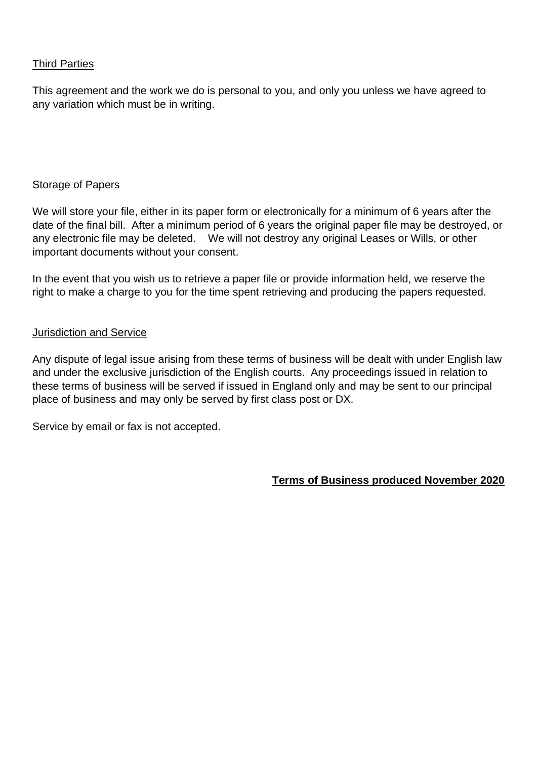Third Parties

This agreement and the work we do is personal to you, and only you unless we have agreed to any variation which must be in writing.

Storage of Papers

We will store your file, either in its paper form or electronically for a minimum of 6 years after the date of the final bill. After a minimum period of 6 years the original paper file may be destroyed, or any electronic file may be deleted. We will not destroy any original Leases or Wills, or other important documents without your consent.

In the event that you wish us to retrieve a paper file or provide information held, we reserve the right to make a charge to you for the time spent retrieving and producing the papers requested.

Jurisdiction and Service

Any dispute of legal issue arising from these terms of business will be dealt with under English law and under the exclusive jurisdiction of the English courts. Any proceedings issued in relation to these terms of business will be served if issued in England only and may be sent to our principal place of business and may only be served by first class post or DX.

Service by email or fax is not accepted.

**Terms of Business produced November 2020**